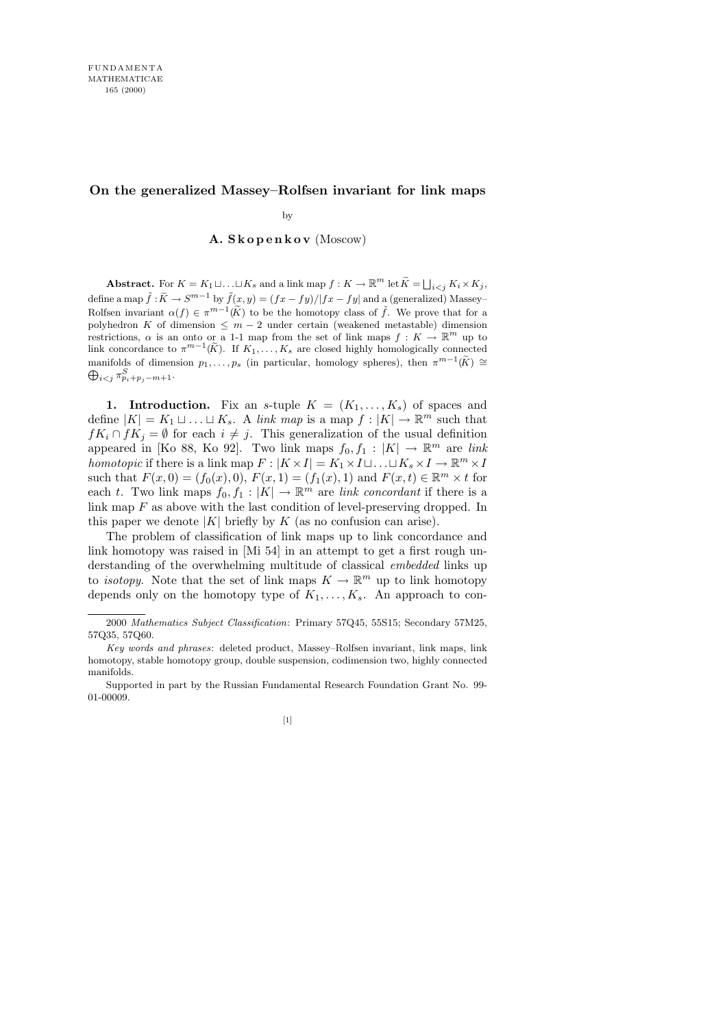# On the generalized Massey–Rolfsen invariant for link maps

by

**A. Skopenkov** (Moscow)

**Abstract.** For $K = K_1 \sqcup \ldots \sqcup K_s$ and a link map $f : K \to \mathbb{R}^m$ let $\widetilde{K} = \bigsqcup_{i<j} K_i \times K_j$, define a map $\tilde{f} : \widetilde{K} \to S^{m-1}$ by $\tilde{f}(x,y) = (fx - fy)/|fx - fy|$ and a (generalized) Massey–Rolfsen invariant $\alpha(f) \in \pi^{m-1}(\widetilde{K})$ to be the homotopy class of $\tilde{f}$. We prove that for a polyhedron $K$ of dimension $\leq m-2$ under certain (weakened metastable) dimension restrictions, $\alpha$ is an onto or a 1-1 map from the set of link maps $f : K \to \mathbb{R}^m$ up to link concordance to $\pi^{m-1}(\widetilde{K})$. If $K_1, \ldots, K_s$ are closed highly homologically connected manifolds of dimension $p_1, \ldots, p_s$ (in particular, homology spheres), then $\pi^{m-1}(\widetilde{K}) \cong \bigoplus_{i<j} \pi^S_{p_i+p_j-m+1}$.

**1. Introduction.** Fix an $s$-tuple $K = (K_1, \ldots, K_s)$ of spaces and define $|K| = K_1 \sqcup \ldots \sqcup K_s$. A *link map* is a map $f : |K| \to \mathbb{R}^m$ such that $fK_i \cap fK_j = \emptyset$ for each $i \neq j$. This generalization of the usual definition appeared in [Ko 88, Ko 92]. Two link maps $f_0, f_1 : |K| \to \mathbb{R}^m$ are *link homotopic* if there is a link map $F : |K \times I| = K_1 \times I \sqcup \ldots \sqcup K_s \times I \to \mathbb{R}^m \times I$ such that $F(x,0) = (f_0(x), 0)$, $F(x,1) = (f_1(x), 1)$ and $F(x,t) \in \mathbb{R}^m \times t$ for each $t$. Two link maps $f_0, f_1 : |K| \to \mathbb{R}^m$ are *link concordant* if there is a link map $F$ as above with the last condition of level-preserving dropped. In this paper we denote $|K|$ briefly by $K$ (as no confusion can arise).

The problem of classification of link maps up to link concordance and link homotopy was raised in [Mi 54] in an attempt to get a first rough understanding of the overwhelming multitude of classical *embedded* links up to *isotopy*. Note that the set of link maps $K \to \mathbb{R}^m$ up to link homotopy depends only on the homotopy type of $K_1, \ldots, K_s$. An approach to con-

---

2000 *Mathematics Subject Classification*: Primary 57Q45, 55S15; Secondary 57M25, 57Q35, 57Q60.

*Key words and phrases*: deleted product, Massey–Rolfsen invariant, link maps, link homotopy, stable homotopy group, double suspension, codimension two, highly connected manifolds.

Supported in part by the Russian Fundamental Research Foundation Grant No. 99-01-00009.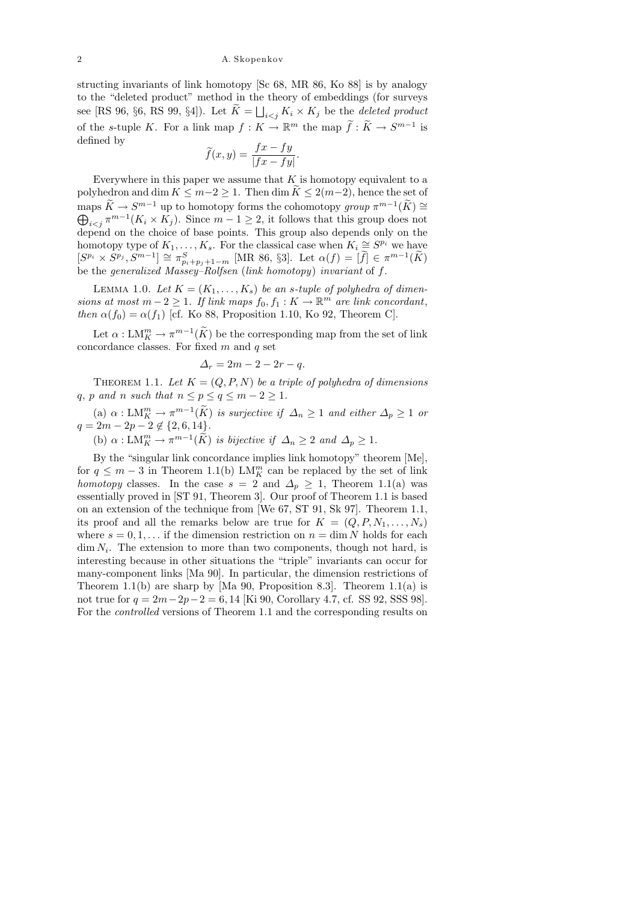structing invariants of link homotopy [Sc 68, MR 86, Ko 88] is by analogy to the "deleted product" method in the theory of embeddings (for surveys see [RS 96, §6, RS 99, §4]). Let $\widetilde{K} = \bigsqcup_{i<j} K_i \times K_j$ be the *deleted product* of the $s$-tuple $K$. For a link map $f : K \to \mathbb{R}^m$ the map $\widetilde{f} : \widetilde{K} \to S^{m-1}$ is defined by

$$\widetilde{f}(x,y) = \frac{fx - fy}{|fx - fy|}.$$

Everywhere in this paper we assume that $K$ is homotopy equivalent to a polyhedron and $\dim K \le m-2 \ge 1$. Then $\dim \widetilde{K} \le 2(m-2)$, hence the set of maps $\widetilde{K} \to S^{m-1}$ up to homotopy forms the cohomotopy *group* $\pi^{m-1}(\widetilde{K}) \cong \bigoplus_{i<j} \pi^{m-1}(K_i \times K_j)$. Since $m-1 \ge 2$, it follows that this group does not depend on the choice of base points. This group also depends only on the homotopy type of $K_1, \dots, K_s$. For the classical case when $K_i \cong S^{p_i}$ we have $[S^{p_i} \times S^{p_j}, S^{m-1}] \cong \pi^S_{p_i+p_j+1-m}$ [MR 86, §3]. Let $\alpha(f) = [\widetilde{f}] \in \pi^{m-1}(\widetilde{K})$ be the *generalized Massey–Rolfsen* (*link homotopy*) *invariant* of $f$.

Lemma 1.0. *Let $K = (K_1, \dots, K_s)$ be an $s$-tuple of polyhedra of dimensions at most $m-2 \ge 1$. If link maps $f_0, f_1 : K \to \mathbb{R}^m$ are link concordant, then $\alpha(f_0) = \alpha(f_1)$* [cf. Ko 88, Proposition 1.10, Ko 92, Theorem C].

Let $\alpha : \mathrm{LM}^m_K \to \pi^{m-1}(\widetilde{K})$ be the corresponding map from the set of link concordance classes. For fixed $m$ and $q$ set

$$\Delta_r = 2m - 2 - 2r - q.$$

Theorem 1.1. *Let $K = (Q, P, N)$ be a triple of polyhedra of dimensions $q$, $p$ and $n$ such that $n \le p \le q \le m-2 \ge 1$.*

(a) *$\alpha : \mathrm{LM}^m_K \to \pi^{m-1}(\widetilde{K})$ is surjective if $\Delta_n \ge 1$ and either $\Delta_p \ge 1$ or $q = 2m - 2p - 2 \notin \{2, 6, 14\}$.*

(b) *$\alpha : \mathrm{LM}^m_K \to \pi^{m-1}(\widetilde{K})$ is bijective if $\Delta_n \ge 2$ and $\Delta_p \ge 1$.*

By the "singular link concordance implies link homotopy" theorem [Me], for $q \le m-3$ in Theorem 1.1(b) $\mathrm{LM}^m_K$ can be replaced by the set of link *homotopy* classes. In the case $s = 2$ and $\Delta_p \ge 1$, Theorem 1.1(a) was essentially proved in [ST 91, Theorem 3]. Our proof of Theorem 1.1 is based on an extension of the technique from [We 67, ST 91, Sk 97]. Theorem 1.1, its proof and all the remarks below are true for $K = (Q, P, N_1, \dots, N_s)$ where $s = 0, 1, \dots$ if the dimension restriction on $n = \dim N$ holds for each $\dim N_i$. The extension to more than two components, though not hard, is interesting because in other situations the "triple" invariants can occur for many-component links [Ma 90]. In particular, the dimension restrictions of Theorem 1.1(b) are sharp by [Ma 90, Proposition 8.3]. Theorem 1.1(a) is not true for $q = 2m-2p-2 = 6, 14$ [Ki 90, Corollary 4.7, cf. SS 92, SSS 98]. For the *controlled* versions of Theorem 1.1 and the corresponding results on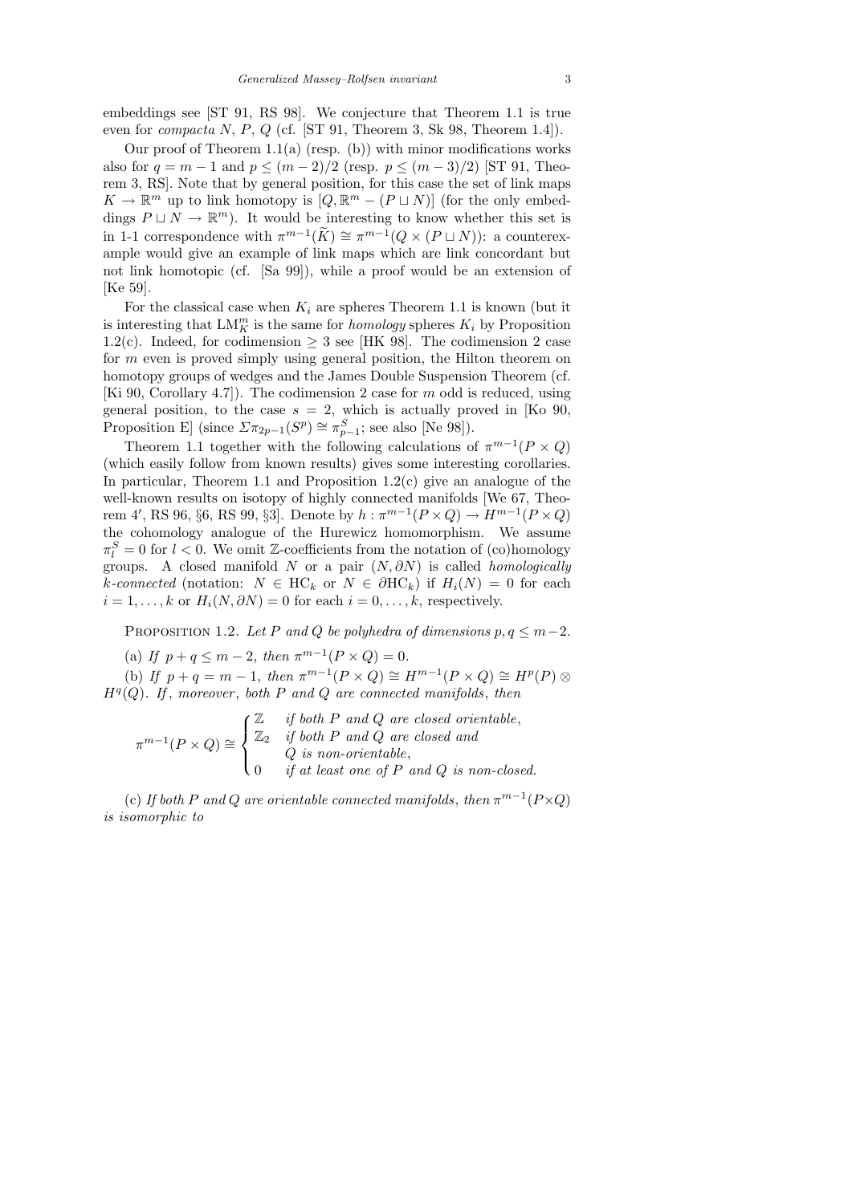embeddings see [ST 91, RS 98]. We conjecture that Theorem 1.1 is true even for *compacta* $N$, $P$, $Q$ (cf. [ST 91, Theorem 3, Sk 98, Theorem 1.4]).

Our proof of Theorem 1.1(a) (resp. (b)) with minor modifications works also for $q = m-1$ and $p \le (m-2)/2$ (resp. $p \le (m-3)/2$) [ST 91, Theorem 3, RS]. Note that by general position, for this case the set of link maps $K \to \mathbb{R}^m$ up to link homotopy is $[Q, \mathbb{R}^m - (P \sqcup N)]$ (for the only embeddings $P \sqcup N \to \mathbb{R}^m$). It would be interesting to know whether this set is in 1-1 correspondence with $\pi^{m-1}(\widetilde{K}) \cong \pi^{m-1}(Q \times (P \sqcup N))$: a counterexample would give an example of link maps which are link concordant but not link homotopic (cf. [Sa 99]), while a proof would be an extension of [Ke 59].

For the classical case when $K_i$ are spheres Theorem 1.1 is known (but it is interesting that $\mathrm{LM}^m_K$ is the same for *homology* spheres $K_i$ by Proposition 1.2(c). Indeed, for codimension $\ge 3$ see [HK 98]. The codimension 2 case for $m$ even is proved simply using general position, the Hilton theorem on homotopy groups of wedges and the James Double Suspension Theorem (cf. [Ki 90, Corollary 4.7]). The codimension 2 case for $m$ odd is reduced, using general position, to the case $s = 2$, which is actually proved in [Ko 90, Proposition E] (since $\Sigma\pi_{2p-1}(S^p) \cong \pi^S_{p-1}$; see also [Ne 98]).

Theorem 1.1 together with the following calculations of $\pi^{m-1}(P \times Q)$ (which easily follow from known results) gives some interesting corollaries. In particular, Theorem 1.1 and Proposition 1.2(c) give an analogue of the well-known results on isotopy of highly connected manifolds [We 67, Theorem 4′, RS 96, §6, RS 99, §3]. Denote by $h : \pi^{m-1}(P \times Q) \to H^{m-1}(P \times Q)$ the cohomology analogue of the Hurewicz homomorphism. We assume $\pi^S_l = 0$ for $l < 0$. We omit $\mathbb{Z}$-coefficients from the notation of (co)homology groups. A closed manifold $N$ or a pair $(N, \partial N)$ is called *homologically $k$-connected* (notation: $N \in \mathrm{HC}_k$ or $N \in \partial\mathrm{HC}_k$) if $H_i(N) = 0$ for each $i = 1, \dots, k$ or $H_i(N, \partial N) = 0$ for each $i = 0, \dots, k$, respectively.

Proposition 1.2. *Let $P$ and $Q$ be polyhedra of dimensions $p, q \le m-2$.*

(a) *If $p + q \le m-2$, then $\pi^{m-1}(P \times Q) = 0$.*

(b) *If $p + q = m-1$, then $\pi^{m-1}(P \times Q) \cong H^{m-1}(P \times Q) \cong H^p(P) \otimes H^q(Q)$. If, moreover, both $P$ and $Q$ are connected manifolds, then*

$$\pi^{m-1}(P \times Q) \cong \begin{cases} \mathbb{Z} & \text{if both } P \text{ and } Q \text{ are closed orientable,} \\ \mathbb{Z}_2 & \text{if both } P \text{ and } Q \text{ are closed and } Q \text{ is non-orientable,} \\ 0 & \text{if at least one of } P \text{ and } Q \text{ is non-closed.} \end{cases}$$

(c) *If both $P$ and $Q$ are orientable connected manifolds, then $\pi^{m-1}(P \times Q)$ is isomorphic to*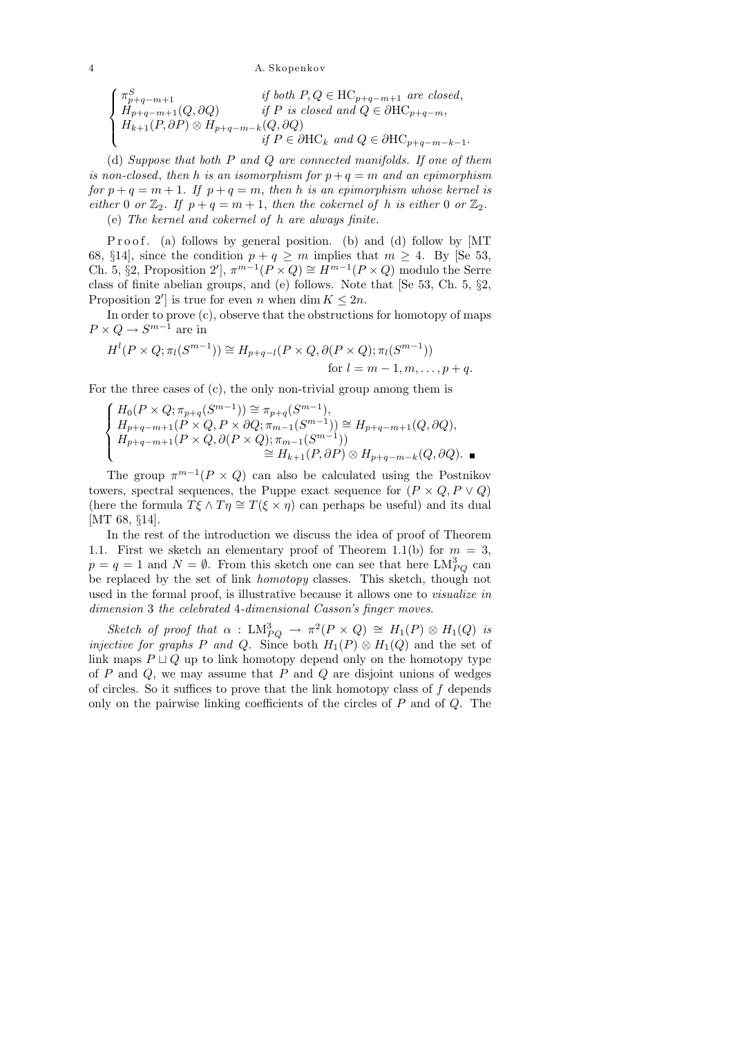$$\begin{cases} \pi^S_{p+q-m+1} & \textit{if both } P, Q \in \mathrm{HC}_{p+q-m+1} \textit{ are closed},\\ H_{p+q-m+1}(Q, \partial Q) & \textit{if } P \textit{ is closed and } Q \in \partial\mathrm{HC}_{p+q-m},\\ H_{k+1}(P, \partial P) \otimes H_{p+q-m-k}(Q, \partial Q) & \\ & \textit{if } P \in \partial\mathrm{HC}_k \textit{ and } Q \in \partial\mathrm{HC}_{p+q-m-k-1}. \end{cases}$$

(d) *Suppose that both $P$ and $Q$ are connected manifolds. If one of them is non-closed, then $h$ is an isomorphism for $p+q=m$ and an epimorphism for $p+q=m+1$. If $p+q=m$, then $h$ is an epimorphism whose kernel is either $0$ or $\mathbb{Z}_2$. If $p+q=m+1$, then the cokernel of $h$ is either $0$ or $\mathbb{Z}_2$.*

(e) *The kernel and cokernel of $h$ are always finite.*

Proof. (a) follows by general position. (b) and (d) follow by [MT 68, §14], since the condition $p+q \geq m$ implies that $m \geq 4$. By [Se 53, Ch. 5, §2, Proposition 2′], $\pi^{m-1}(P \times Q) \cong H^{m-1}(P \times Q)$ modulo the Serre class of finite abelian groups, and (e) follows. Note that [Se 53, Ch. 5, §2, Proposition 2′] is true for even $n$ when $\dim K \leq 2n$.

In order to prove (c), observe that the obstructions for homotopy of maps $P \times Q \to S^{m-1}$ are in

$$H^l(P \times Q; \pi_l(S^{m-1})) \cong H_{p+q-l}(P \times Q, \partial(P \times Q); \pi_l(S^{m-1})) \quad \text{for } l = m-1, m, \ldots, p+q.$$

For the three cases of (c), the only non-trivial group among them is

$$\begin{cases} H_0(P \times Q; \pi_{p+q}(S^{m-1})) \cong \pi_{p+q}(S^{m-1}),\\ H_{p+q-m+1}(P \times Q, P \times \partial Q; \pi_{m-1}(S^{m-1})) \cong H_{p+q-m+1}(Q, \partial Q),\\ H_{p+q-m+1}(P \times Q, \partial(P \times Q); \pi_{m-1}(S^{m-1}))\\ \qquad \cong H_{k+1}(P, \partial P) \otimes H_{p+q-m-k}(Q, \partial Q). \quad \blacksquare \end{cases}$$

The group $\pi^{m-1}(P \times Q)$ can also be calculated using the Postnikov towers, spectral sequences, the Puppe exact sequence for $(P \times Q, P \vee Q)$ (here the formula $T\xi \wedge T\eta \cong T(\xi \times \eta)$ can perhaps be useful) and its dual [MT 68, §14].

In the rest of the introduction we discuss the idea of proof of Theorem 1.1. First we sketch an elementary proof of Theorem 1.1(b) for $m=3$, $p=q=1$ and $N=\emptyset$. From this sketch one can see that here $\mathrm{LM}^3_{PQ}$ can be replaced by the set of link *homotopy* classes. This sketch, though not used in the formal proof, is illustrative because it allows one to *visualize in dimension* 3 *the celebrated* 4*-dimensional Casson's finger moves*.

*Sketch of proof that $\alpha : \mathrm{LM}^3_{PQ} \to \pi^2(P \times Q) \cong H_1(P) \otimes H_1(Q)$ is injective for graphs $P$ and $Q$.* Since both $H_1(P) \otimes H_1(Q)$ and the set of link maps $P \sqcup Q$ up to link homotopy depend only on the homotopy type of $P$ and $Q$, we may assume that $P$ and $Q$ are disjoint unions of wedges of circles. So it suffices to prove that the link homotopy class of $f$ depends only on the pairwise linking coefficients of the circles of $P$ and of $Q$. The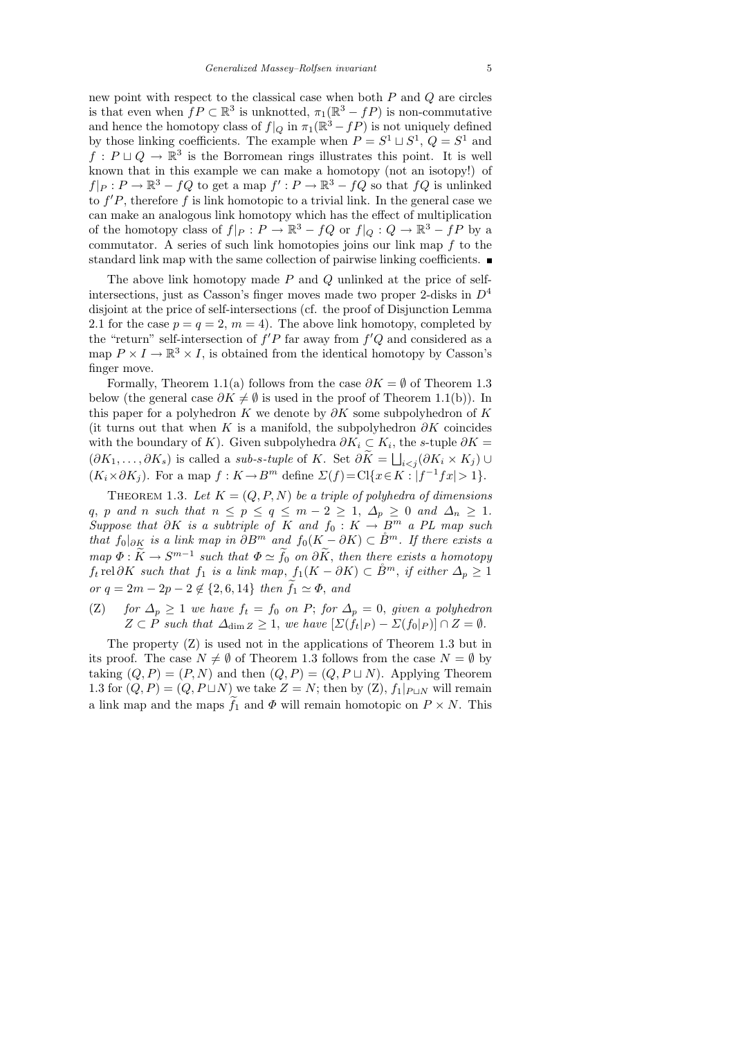new point with respect to the classical case when both $P$ and $Q$ are circles is that even when $fP \subset \mathbb{R}^3$ is unknotted, $\pi_1(\mathbb{R}^3 - fP)$ is non-commutative and hence the homotopy class of $f|_Q$ in $\pi_1(\mathbb{R}^3 - fP)$ is not uniquely defined by those linking coefficients. The example when $P = S^1 \sqcup S^1$, $Q = S^1$ and $f : P \sqcup Q \to \mathbb{R}^3$ is the Borromean rings illustrates this point. It is well known that in this example we can make a homotopy (not an isotopy!) of $f|_P : P \to \mathbb{R}^3 - fQ$ to get a map $f' : P \to \mathbb{R}^3 - fQ$ so that $fQ$ is unlinked to $f'P$, therefore $f$ is link homotopic to a trivial link. In the general case we can make an analogous link homotopy which has the effect of multiplication of the homotopy class of $f|_P : P \to \mathbb{R}^3 - fQ$ or $f|_Q : Q \to \mathbb{R}^3 - fP$ by a commutator. A series of such link homotopies joins our link map $f$ to the standard link map with the same collection of pairwise linking coefficients. ∎

The above link homotopy made $P$ and $Q$ unlinked at the price of self-intersections, just as Casson's finger moves made two proper 2-disks in $D^4$ disjoint at the price of self-intersections (cf. the proof of Disjunction Lemma 2.1 for the case $p = q = 2$, $m = 4$). The above link homotopy, completed by the "return" self-intersection of $f'P$ far away from $f'Q$ and considered as a map $P \times I \to \mathbb{R}^3 \times I$, is obtained from the identical homotopy by Casson's finger move.

Formally, Theorem 1.1(a) follows from the case $\partial K = \emptyset$ of Theorem 1.3 below (the general case $\partial K \neq \emptyset$ is used in the proof of Theorem 1.1(b)). In this paper for a polyhedron $K$ we denote by $\partial K$ some subpolyhedron of $K$ (it turns out that when $K$ is a manifold, the subpolyhedron $\partial K$ coincides with the boundary of $K$). Given subpolyhedra $\partial K_i \subset K_i$, the $s$-tuple $\partial K = (\partial K_1, \ldots, \partial K_s)$ is called a *sub-s-tuple* of $K$. Set $\partial \widetilde{K} = \bigsqcup_{i<j} (\partial K_i \times K_j) \cup (K_i \times \partial K_j)$. For a map $f : K \to B^m$ define $\Sigma(f) = \mathrm{Cl}\{x \in K : |f^{-1}fx| > 1\}$.

Theorem 1.3. *Let $K = (Q, P, N)$ be a triple of polyhedra of dimensions $q$, $p$ and $n$ such that $n \leq p \leq q \leq m - 2 \geq 1$, $\Delta_p \geq 0$ and $\Delta_n \geq 1$. Suppose that $\partial K$ is a subtriple of $K$ and $f_0 : K \to B^m$ a PL map such that $f_0|_{\partial K}$ is a link map in $\partial B^m$ and $f_0(K - \partial K) \subset \mathring{B}^m$. If there exists a map $\Phi : \widetilde{K} \to S^{m-1}$ such that $\Phi \simeq \widetilde{f}_0$ on $\partial \widetilde{K}$, then there exists a homotopy $f_t \operatorname{rel} \partial K$ such that $f_1$ is a link map, $f_1(K - \partial K) \subset \mathring{B}^m$, if either $\Delta_p \geq 1$ or $q = 2m - 2p - 2 \notin \{2, 6, 14\}$ then $\widetilde{f}_1 \simeq \Phi$, and*

(Z) *for $\Delta_p \geq 1$ we have $f_t = f_0$ on $P$; for $\Delta_p = 0$, given a polyhedron $Z \subset P$ such that $\Delta_{\dim Z} \geq 1$, we have $[\Sigma(f_t|_P) - \Sigma(f_0|_P)] \cap Z = \emptyset$.*

The property (Z) is used not in the applications of Theorem 1.3 but in its proof. The case $N \neq \emptyset$ of Theorem 1.3 follows from the case $N = \emptyset$ by taking $(Q, P) = (P, N)$ and then $(Q, P) = (Q, P \sqcup N)$. Applying Theorem 1.3 for $(Q, P) = (Q, P \sqcup N)$ we take $Z = N$; then by (Z), $f_1|_{P \sqcup N}$ will remain a link map and the maps $\widetilde{f}_1$ and $\Phi$ will remain homotopic on $P \times N$. This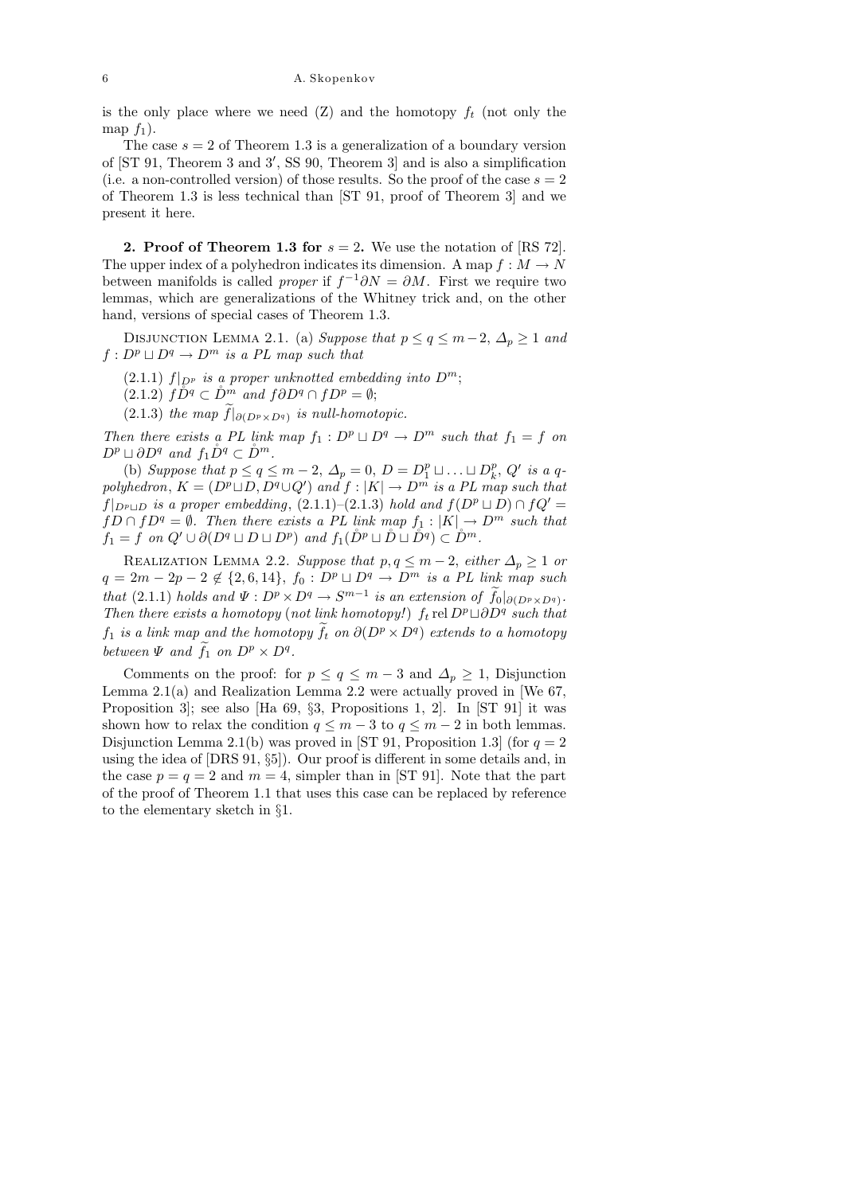is the only place where we need (Z) and the homotopy $f_t$ (not only the map $f_1$).

The case $s = 2$ of Theorem 1.3 is a generalization of a boundary version of [ST 91, Theorem 3 and 3′, SS 90, Theorem 3] and is also a simplification (i.e. a non-controlled version) of those results. So the proof of the case $s = 2$ of Theorem 1.3 is less technical than [ST 91, proof of Theorem 3] and we present it here.

**2. Proof of Theorem 1.3 for $s = 2$.** We use the notation of [RS 72]. The upper index of a polyhedron indicates its dimension. A map $f : M \to N$ between manifolds is called *proper* if $f^{-1}\partial N = \partial M$. First we require two lemmas, which are generalizations of the Whitney trick and, on the other hand, versions of special cases of Theorem 1.3.

Disjunction Lemma 2.1. (a) *Suppose that $p \le q \le m-2$, $\Delta_p \ge 1$ and $f : D^p \sqcup D^q \to D^m$ is a PL map such that*

(2.1.1) *$f|_{D^p}$ is a proper unknotted embedding into $D^m$;*

(2.1.2) *$f\mathring{D}^q \subset \mathring{D}^m$ and $f\partial D^q \cap fD^p = \emptyset$;*

(2.1.3) *the map $\widetilde{f}|_{\partial(D^p \times D^q)}$ is null-homotopic.*

*Then there exists a PL link map $f_1 : D^p \sqcup D^q \to D^m$ such that $f_1 = f$ on $D^p \sqcup \partial D^q$ and $f_1\mathring{D}^q \subset \mathring{D}^m$.*

(b) *Suppose that $p \le q \le m-2$, $\Delta_p = 0$, $D = D^p_1 \sqcup \ldots \sqcup D^p_k$, $Q'$ is a $q$-polyhedron, $K = (D^p \sqcup D, D^q \cup Q')$ and $f : |K| \to D^m$ is a PL map such that $f|_{D^p \sqcup D}$ is a proper embedding, (2.1.1)–(2.1.3) hold and $f(D^p \sqcup D) \cap fQ' = fD \cap fD^q = \emptyset$. Then there exists a PL link map $f_1 : |K| \to D^m$ such that $f_1 = f$ on $Q' \cup \partial(D^q \sqcup D \sqcup D^p)$ and $f_1(\mathring{D}^p \sqcup \mathring{D} \sqcup \mathring{D}^q) \subset \mathring{D}^m$.*

Realization Lemma 2.2. *Suppose that $p, q \le m-2$, either $\Delta_p \ge 1$ or $q = 2m - 2p - 2 \notin \{2, 6, 14\}$, $f_0 : D^p \sqcup D^q \to D^m$ is a PL link map such that (2.1.1) holds and $\Psi : D^p \times D^q \to S^{m-1}$ is an extension of $\widetilde{f}_0|_{\partial(D^p \times D^q)}$. Then there exists a homotopy* (*not link homotopy!*) *$f_t \operatorname{rel} D^p \sqcup \partial D^q$ such that $f_1$ is a link map and the homotopy $\widetilde{f}_t$ on $\partial(D^p \times D^q)$ extends to a homotopy between $\Psi$ and $\widetilde{f}_1$ on $D^p \times D^q$.*

Comments on the proof: for $p \le q \le m-3$ and $\Delta_p \ge 1$, Disjunction Lemma 2.1(a) and Realization Lemma 2.2 were actually proved in [We 67, Proposition 3]; see also [Ha 69, §3, Propositions 1, 2]. In [ST 91] it was shown how to relax the condition $q \le m-3$ to $q \le m-2$ in both lemmas. Disjunction Lemma 2.1(b) was proved in [ST 91, Proposition 1.3] (for $q = 2$ using the idea of [DRS 91, §5]). Our proof is different in some details and, in the case $p = q = 2$ and $m = 4$, simpler than in [ST 91]. Note that the part of the proof of Theorem 1.1 that uses this case can be replaced by reference to the elementary sketch in §1.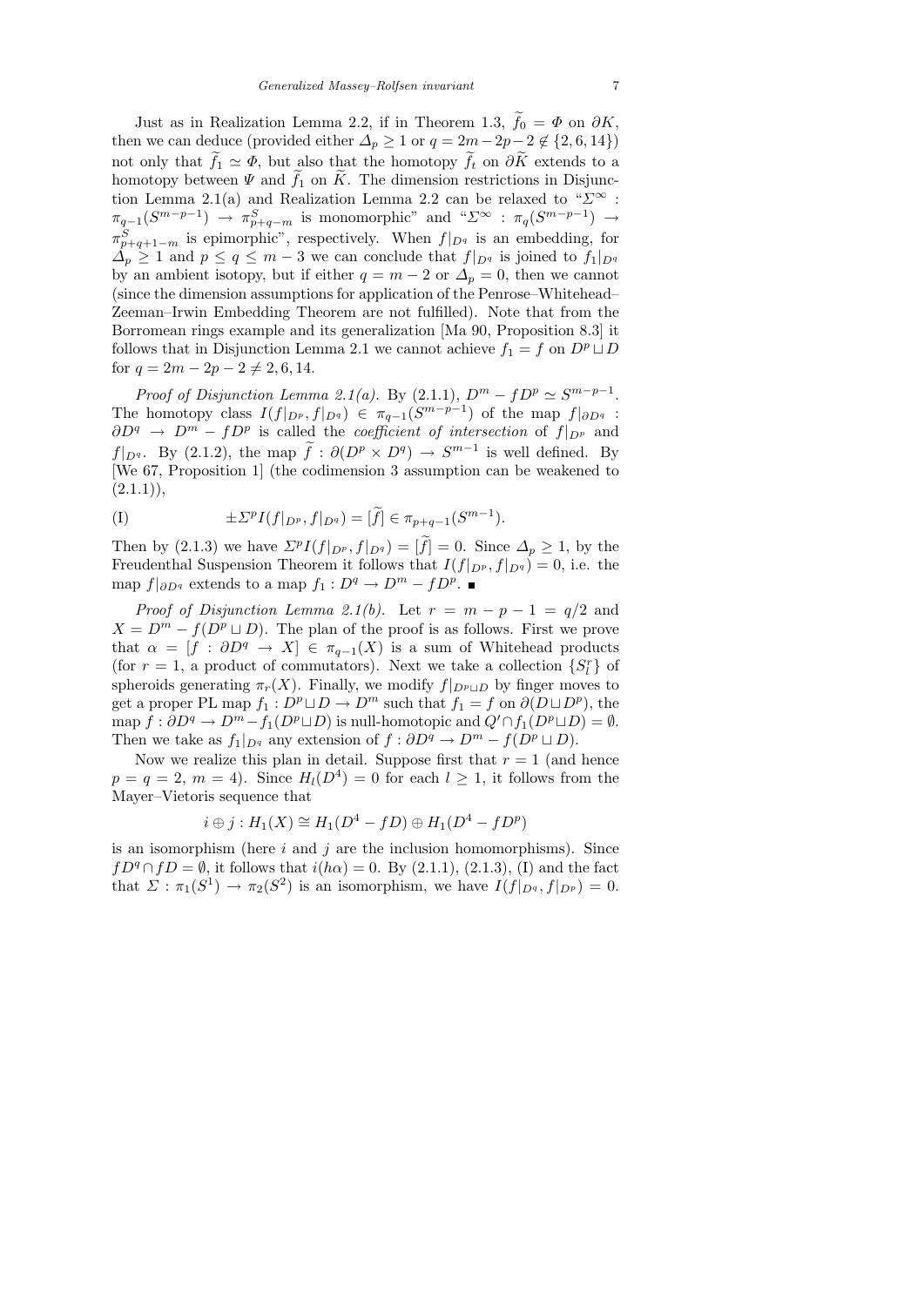Just as in Realization Lemma 2.2, if in Theorem 1.3, $\widetilde{f}_0 = \Phi$ on $\partial K$, then we can deduce (provided either $\Delta_p \geq 1$ or $q = 2m-2p-2 \notin \{2,6,14\}$) not only that $\widetilde{f}_1 \simeq \Phi$, but also that the homotopy $\widetilde{f}_t$ on $\partial\widetilde{K}$ extends to a homotopy between $\Psi$ and $\widetilde{f}_1$ on $\widetilde{K}$. The dimension restrictions in Disjunction Lemma 2.1(a) and Realization Lemma 2.2 can be relaxed to "$\Sigma^\infty : \pi_{q-1}(S^{m-p-1}) \to \pi^S_{p+q-m}$ is monomorphic" and "$\Sigma^\infty : \pi_q(S^{m-p-1}) \to \pi^S_{p+q+1-m}$ is epimorphic", respectively. When $f|_{D^q}$ is an embedding, for $\Delta_p \geq 1$ and $p \leq q \leq m-3$ we can conclude that $f|_{D^q}$ is joined to $f_1|_{D^q}$ by an ambient isotopy, but if either $q = m-2$ or $\Delta_p = 0$, then we cannot (since the dimension assumptions for application of the Penrose–Whitehead–Zeeman–Irwin Embedding Theorem are not fulfilled). Note that from the Borromean rings example and its generalization [Ma 90, Proposition 8.3] it follows that in Disjunction Lemma 2.1 we cannot achieve $f_1 = f$ on $D^p \sqcup D$ for $q = 2m-2p-2 \neq 2,6,14$.

*Proof of Disjunction Lemma 2.1(a).* By (2.1.1), $D^m - fD^p \simeq S^{m-p-1}$. The homotopy class $I(f|_{D^p}, f|_{D^q}) \in \pi_{q-1}(S^{m-p-1})$ of the map $f|_{\partial D^q} : \partial D^q \to D^m - fD^p$ is called the *coefficient of intersection* of $f|_{D^p}$ and $f|_{D^q}$. By (2.1.2), the map $\widetilde{f} : \partial(D^p \times D^q) \to S^{m-1}$ is well defined. By [We 67, Proposition 1] (the codimension 3 assumption can be weakened to (2.1.1)),

$$\text{(I)} \qquad \pm\Sigma^p I(f|_{D^p}, f|_{D^q}) = [\widetilde{f}] \in \pi_{p+q-1}(S^{m-1}).$$

Then by (2.1.3) we have $\Sigma^p I(f|_{D^p}, f|_{D^q}) = [\widetilde{f}] = 0$. Since $\Delta_p \geq 1$, by the Freudenthal Suspension Theorem it follows that $I(f|_{D^p}, f|_{D^q}) = 0$, i.e. the map $f|_{\partial D^q}$ extends to a map $f_1 : D^q \to D^m - fD^p$. ∎

*Proof of Disjunction Lemma 2.1(b).* Let $r = m-p-1 = q/2$ and $X = D^m - f(D^p \sqcup D)$. The plan of the proof is as follows. First we prove that $\alpha = [f : \partial D^q \to X] \in \pi_{q-1}(X)$ is a sum of Whitehead products (for $r = 1$, a product of commutators). Next we take a collection $\{S^r_l\}$ of spheroids generating $\pi_r(X)$. Finally, we modify $f|_{D^p \sqcup D}$ by finger moves to get a proper PL map $f_1 : D^p \sqcup D \to D^m$ such that $f_1 = f$ on $\partial(D \sqcup D^p)$, the map $f : \partial D^q \to D^m - f_1(D^p \sqcup D)$ is null-homotopic and $Q' \cap f_1(D^p \sqcup D) = \emptyset$. Then we take as $f_1|_{D^q}$ any extension of $f : \partial D^q \to D^m - f(D^p \sqcup D)$.

Now we realize this plan in detail. Suppose first that $r = 1$ (and hence $p = q = 2$, $m = 4$). Since $H_l(D^4) = 0$ for each $l \geq 1$, it follows from the Mayer–Vietoris sequence that

$$i \oplus j : H_1(X) \cong H_1(D^4 - fD) \oplus H_1(D^4 - fD^p)$$

is an isomorphism (here $i$ and $j$ are the inclusion homomorphisms). Since $fD^q \cap fD = \emptyset$, it follows that $i(h\alpha) = 0$. By (2.1.1), (2.1.3), (I) and the fact that $\Sigma : \pi_1(S^1) \to \pi_2(S^2)$ is an isomorphism, we have $I(f|_{D^q}, f|_{D^p}) = 0$.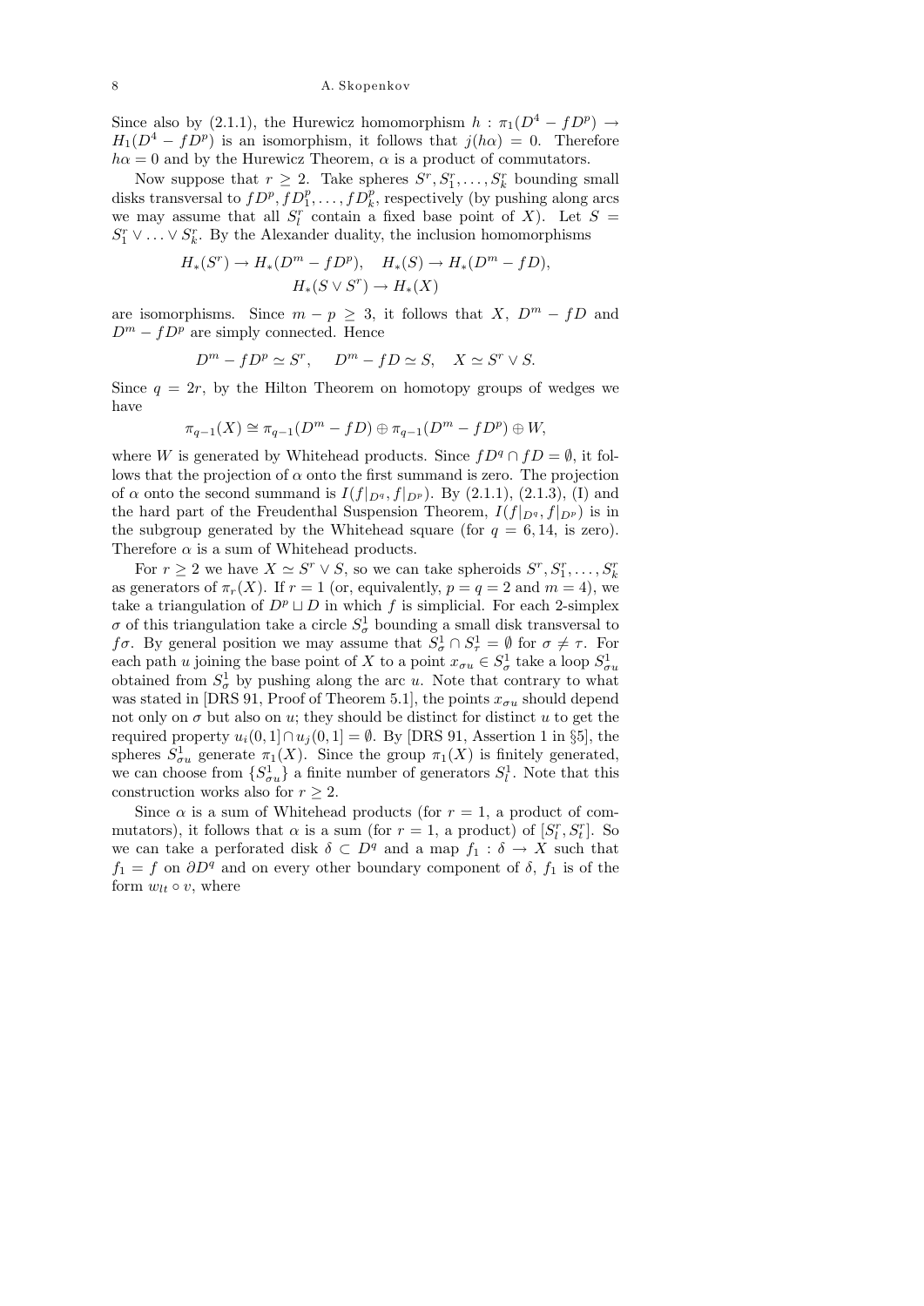Since also by (2.1.1), the Hurewicz homomorphism $h : \pi_1(D^4 - fD^p) \to H_1(D^4 - fD^p)$ is an isomorphism, it follows that $j(h\alpha) = 0$. Therefore $h\alpha = 0$ and by the Hurewicz Theorem, $\alpha$ is a product of commutators.

Now suppose that $r \geq 2$. Take spheres $S^r, S^r_1, \ldots, S^r_k$ bounding small disks transversal to $fD^p, fD^p_1, \ldots, fD^p_k$, respectively (by pushing along arcs we may assume that all $S^r_l$ contain a fixed base point of $X$). Let $S = S^r_1 \vee \ldots \vee S^r_k$. By the Alexander duality, the inclusion homomorphisms

$$H_*(S^r) \to H_*(D^m - fD^p), \quad H_*(S) \to H_*(D^m - fD),$$
$$H_*(S \vee S^r) \to H_*(X)$$

are isomorphisms. Since $m - p \geq 3$, it follows that $X$, $D^m - fD$ and $D^m - fD^p$ are simply connected. Hence

$$D^m - fD^p \simeq S^r, \quad D^m - fD \simeq S, \quad X \simeq S^r \vee S.$$

Since $q = 2r$, by the Hilton Theorem on homotopy groups of wedges we have

$$\pi_{q-1}(X) \cong \pi_{q-1}(D^m - fD) \oplus \pi_{q-1}(D^m - fD^p) \oplus W,$$

where $W$ is generated by Whitehead products. Since $fD^q \cap fD = \emptyset$, it follows that the projection of $\alpha$ onto the first summand is zero. The projection of $\alpha$ onto the second summand is $I(f|_{D^q}, f|_{D^p})$. By (2.1.1), (2.1.3), (I) and the hard part of the Freudenthal Suspension Theorem, $I(f|_{D^q}, f|_{D^p})$ is in the subgroup generated by the Whitehead square (for $q = 6, 14$, is zero). Therefore $\alpha$ is a sum of Whitehead products.

For $r \geq 2$ we have $X \simeq S^r \vee S$, so we can take spheroids $S^r, S^r_1, \ldots, S^r_k$ as generators of $\pi_r(X)$. If $r = 1$ (or, equivalently, $p = q = 2$ and $m = 4$), we take a triangulation of $D^p \sqcup D$ in which $f$ is simplicial. For each 2-simplex $\sigma$ of this triangulation take a circle $S^1_\sigma$ bounding a small disk transversal to $f\sigma$. By general position we may assume that $S^1_\sigma \cap S^1_\tau = \emptyset$ for $\sigma \neq \tau$. For each path $u$ joining the base point of $X$ to a point $x_{\sigma u} \in S^1_\sigma$ take a loop $S^1_{\sigma u}$ obtained from $S^1_\sigma$ by pushing along the arc $u$. Note that contrary to what was stated in [DRS 91, Proof of Theorem 5.1], the points $x_{\sigma u}$ should depend not only on $\sigma$ but also on $u$; they should be distinct for distinct $u$ to get the required property $u_i(0,1] \cap u_j(0,1] = \emptyset$. By [DRS 91, Assertion 1 in §5], the spheres $S^1_{\sigma u}$ generate $\pi_1(X)$. Since the group $\pi_1(X)$ is finitely generated, we can choose from $\{S^1_{\sigma u}\}$ a finite number of generators $S^1_l$. Note that this construction works also for $r \geq 2$.

Since $\alpha$ is a sum of Whitehead products (for $r = 1$, a product of commutators), it follows that $\alpha$ is a sum (for $r = 1$, a product) of $[S^r_l, S^r_t]$. So we can take a perforated disk $\delta \subset D^q$ and a map $f_1 : \delta \to X$ such that $f_1 = f$ on $\partial D^q$ and on every other boundary component of $\delta$, $f_1$ is of the form $w_{lt} \circ v$, where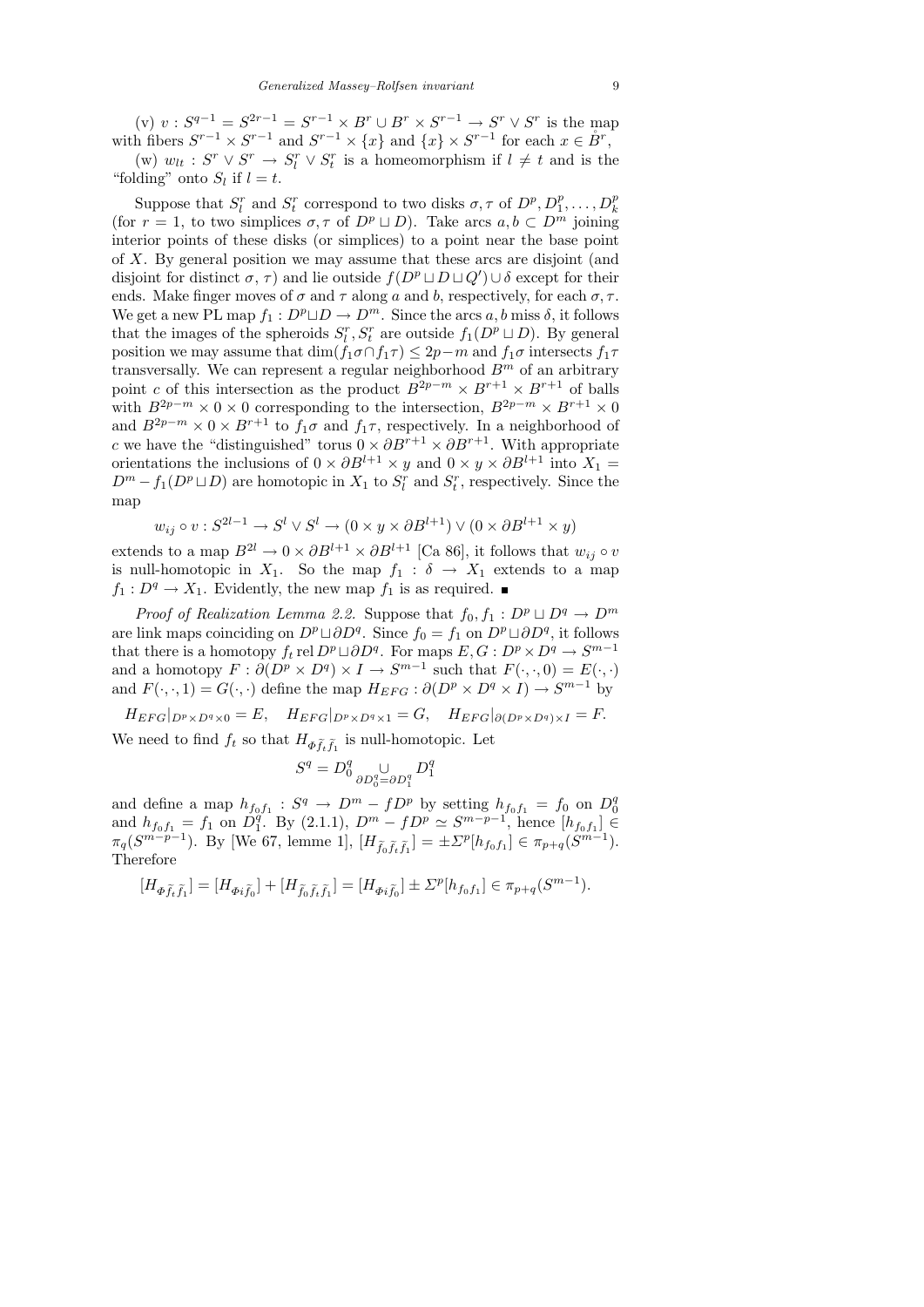(v) $v : S^{q-1} = S^{2r-1} = S^{r-1} \times B^r \cup B^r \times S^{r-1} \to S^r \vee S^r$ is the map with fibers $S^{r-1} \times S^{r-1}$ and $S^{r-1} \times \{x\}$ and $\{x\} \times S^{r-1}$ for each $x \in \mathring{B}^r$,

(w) $w_{lt} : S^r \vee S^r \to S^r_l \vee S^r_t$ is a homeomorphism if $l \neq t$ and is the "folding" onto $S_l$ if $l = t$.

Suppose that $S^r_l$ and $S^r_t$ correspond to two disks $\sigma, \tau$ of $D^p, D^p_1, \ldots, D^p_k$ (for $r = 1$, to two simplices $\sigma, \tau$ of $D^p \sqcup D$). Take arcs $a, b \subset D^m$ joining interior points of these disks (or simplices) to a point near the base point of $X$. By general position we may assume that these arcs are disjoint (and disjoint for distinct $\sigma$, $\tau$) and lie outside $f(D^p \sqcup D \sqcup Q') \cup \delta$ except for their ends. Make finger moves of $\sigma$ and $\tau$ along $a$ and $b$, respectively, for each $\sigma, \tau$. We get a new PL map $f_1 : D^p \sqcup D \to D^m$. Since the arcs $a, b$ miss $\delta$, it follows that the images of the spheroids $S^r_l, S^r_t$ are outside $f_1(D^p \sqcup D)$. By general position we may assume that $\dim(f_1\sigma \cap f_1\tau) \le 2p - m$ and $f_1\sigma$ intersects $f_1\tau$ transversally. We can represent a regular neighborhood $B^m$ of an arbitrary point $c$ of this intersection as the product $B^{2p-m} \times B^{r+1} \times B^{r+1}$ of balls with $B^{2p-m} \times 0 \times 0$ corresponding to the intersection, $B^{2p-m} \times B^{r+1} \times 0$ and $B^{2p-m} \times 0 \times B^{r+1}$ to $f_1\sigma$ and $f_1\tau$, respectively. In a neighborhood of $c$ we have the "distinguished" torus $0 \times \partial B^{r+1} \times \partial B^{r+1}$. With appropriate orientations the inclusions of $0 \times \partial B^{l+1} \times y$ and $0 \times y \times \partial B^{l+1}$ into $X_1 = D^m - f_1(D^p \sqcup D)$ are homotopic in $X_1$ to $S^r_l$ and $S^r_t$, respectively. Since the map

$$w_{ij} \circ v : S^{2l-1} \to S^l \vee S^l \to (0 \times y \times \partial B^{l+1}) \vee (0 \times \partial B^{l+1} \times y)$$

extends to a map $B^{2l} \to 0 \times \partial B^{l+1} \times \partial B^{l+1}$ [Ca 86], it follows that $w_{ij} \circ v$ is null-homotopic in $X_1$. So the map $f_1 : \delta \to X_1$ extends to a map $f_1 : D^q \to X_1$. Evidently, the new map $f_1$ is as required. ■

*Proof of Realization Lemma 2.2.* Suppose that $f_0, f_1 : D^p \sqcup D^q \to D^m$ are link maps coinciding on $D^p \sqcup \partial D^q$. Since $f_0 = f_1$ on $D^p \sqcup \partial D^q$, it follows that there is a homotopy $f_t \operatorname{rel} D^p \sqcup \partial D^q$. For maps $E, G : D^p \times D^q \to S^{m-1}$ and a homotopy $F : \partial(D^p \times D^q) \times I \to S^{m-1}$ such that $F(\cdot,\cdot,0) = E(\cdot,\cdot)$ and $F(\cdot,\cdot,1) = G(\cdot,\cdot)$ define the map $H_{EFG} : \partial(D^p \times D^q \times I) \to S^{m-1}$ by

$$H_{EFG}|_{D^p \times D^q \times 0} = E, \quad H_{EFG}|_{D^p \times D^q \times 1} = G, \quad H_{EFG}|_{\partial(D^p \times D^q) \times I} = F.$$

We need to find $f_t$ so that $H_{\Phi \tilde{f}_t \tilde{f}_1}$ is null-homotopic. Let

$$S^q = D^q_0 \bigcup_{\partial D^q_0 = \partial D^q_1} D^q_1$$

and define a map $h_{f_0 f_1} : S^q \to D^m - fD^p$ by setting $h_{f_0 f_1} = f_0$ on $D^q_0$ and $h_{f_0 f_1} = f_1$ on $D^q_1$. By (2.1.1), $D^m - fD^p \simeq S^{m-p-1}$, hence $[h_{f_0 f_1}] \in \pi_q(S^{m-p-1})$. By [We 67, lemme 1], $[H_{\tilde{f}_0 \tilde{f}_t \tilde{f}_1}] = \pm \Sigma^p [h_{f_0 f_1}] \in \pi_{p+q}(S^{m-1})$. Therefore

$$[H_{\Phi \tilde{f}_t \tilde{f}_1}] = [H_{\Phi i \tilde{f}_0}] + [H_{\tilde{f}_0 \tilde{f}_t \tilde{f}_1}] = [H_{\Phi i \tilde{f}_0}] \pm \Sigma^p [h_{f_0 f_1}] \in \pi_{p+q}(S^{m-1}).$$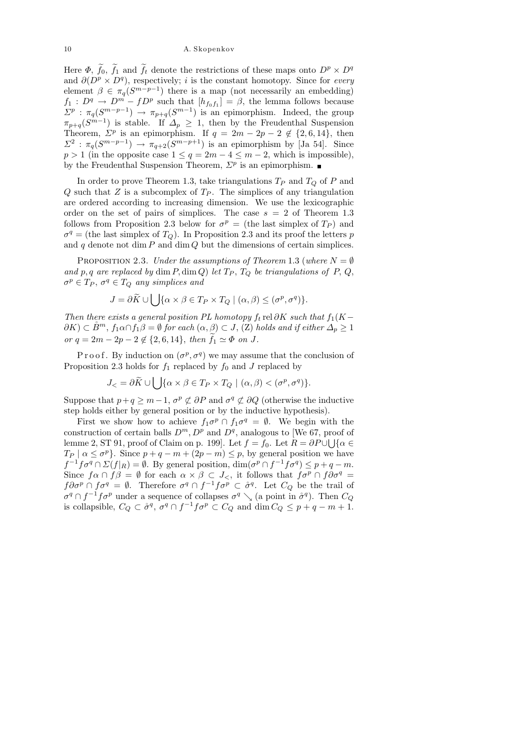Here $\Phi$, $\widetilde{f}_0$, $\widetilde{f}_1$ and $\widetilde{f}_t$ denote the restrictions of these maps onto $D^p \times D^q$ and $\partial(D^p \times D^q)$, respectively; $i$ is the constant homotopy. Since for *every* element $\beta \in \pi_q(S^{m-p-1})$ there is a map (not necessarily an embedding) $f_1 : D^q \to D^m - fD^p$ such that $[h_{f_0 f_1}] = \beta$, the lemma follows because $\Sigma^p : \pi_q(S^{m-p-1}) \to \pi_{p+q}(S^{m-1})$ is an epimorphism. Indeed, the group $\pi_{p+q}(S^{m-1})$ is stable. If $\Delta_p \ge 1$, then by the Freudenthal Suspension Theorem, $\Sigma^p$ is an epimorphism. If $q = 2m - 2p - 2 \notin \{2, 6, 14\}$, then $\Sigma^2 : \pi_q(S^{m-p-1}) \to \pi_{q+2}(S^{m-p+1})$ is an epimorphism by [Ja 54]. Since $p > 1$ (in the opposite case $1 \le q = 2m - 4 \le m - 2$, which is impossible), by the Freudenthal Suspension Theorem, $\Sigma^p$ is an epimorphism. ∎

In order to prove Theorem 1.3, take triangulations $T_P$ and $T_Q$ of $P$ and $Q$ such that $Z$ is a subcomplex of $T_P$. The simplices of any triangulation are ordered according to increasing dimension. We use the lexicographic order on the set of pairs of simplices. The case $s = 2$ of Theorem 1.3 follows from Proposition 2.3 below for $\sigma^p =$ (the last simplex of $T_P$) and $\sigma^q =$ (the last simplex of $T_Q$). In Proposition 2.3 and its proof the letters $p$ and $q$ denote not $\dim P$ and $\dim Q$ but the dimensions of certain simplices.

PROPOSITION 2.3. *Under the assumptions of Theorem* 1.3 (*where $N = \emptyset$ and $p, q$ are replaced by $\dim P, \dim Q$*) *let $T_P$, $T_Q$ be triangulations of $P$, $Q$, $\sigma^p \in T_P$, $\sigma^q \in T_Q$ any simplices and*

$$J = \partial \widetilde{K} \cup \bigcup \{\alpha \times \beta \in T_P \times T_Q \mid (\alpha, \beta) \le (\sigma^p, \sigma^q)\}.$$

*Then there exists a general position PL homotopy $f_t \operatorname{rel} \partial K$ such that $f_1(K - \partial K) \subset \mathring{B}^m$, $f_1\alpha \cap f_1\beta = \emptyset$ for each $(\alpha, \beta) \subset J$,* (Z) *holds and if either $\Delta_p \ge 1$ or $q = 2m - 2p - 2 \notin \{2, 6, 14\}$, then $\widetilde{f}_1 \simeq \Phi$ on $J$.*

P r o o f. By induction on $(\sigma^p, \sigma^q)$ we may assume that the conclusion of Proposition 2.3 holds for $f_1$ replaced by $f_0$ and $J$ replaced by

$$J_< = \partial \widetilde{K} \cup \bigcup \{\alpha \times \beta \in T_P \times T_Q \mid (\alpha, \beta) < (\sigma^p, \sigma^q)\}.$$

Suppose that $p + q \ge m - 1$, $\sigma^p \not\subset \partial P$ and $\sigma^q \not\subset \partial Q$ (otherwise the inductive step holds either by general position or by the inductive hypothesis).

First we show how to achieve $f_1\sigma^p \cap f_1\sigma^q = \emptyset$. We begin with the construction of certain balls $D^m$, $D^p$ and $D^q$, analogous to [We 67, proof of lemme 2, ST 91, proof of Claim on p. 199]. Let $f = f_0$. Let $R = \partial P \cup \bigcup \{\alpha \in T_P \mid \alpha \le \sigma^p\}$. Since $p + q - m + (2p - m) \le p$, by general position we have $f^{-1} f\sigma^q \cap \Sigma(f|_R) = \emptyset$. By general position, $\dim(\sigma^p \cap f^{-1} f\sigma^q) \le p + q - m$. Since $f\alpha \cap f\beta = \emptyset$ for each $\alpha \times \beta \subset J_<$, it follows that $f\sigma^p \cap f\partial\sigma^q = f\partial\sigma^p \cap f\sigma^q = \emptyset$. Therefore $\sigma^q \cap f^{-1} f\sigma^p \subset \mathring{\sigma}^q$. Let $C_Q$ be the trail of $\sigma^q \cap f^{-1} f\sigma^p$ under a sequence of collapses $\sigma^q \searrow$ (a point in $\mathring{\sigma}^q$). Then $C_Q$ is collapsible, $C_Q \subset \mathring{\sigma}^q$, $\sigma^q \cap f^{-1} f\sigma^p \subset C_Q$ and $\dim C_Q \le p + q - m + 1$.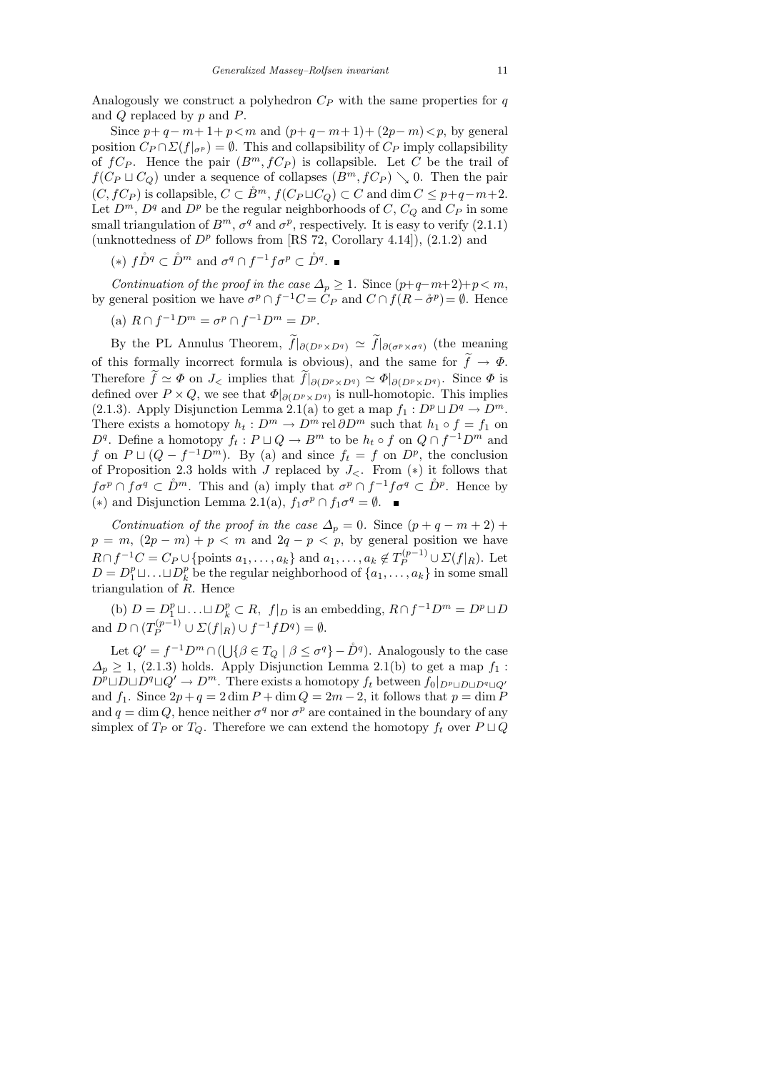Analogously we construct a polyhedron $C_P$ with the same properties for $q$ and $Q$ replaced by $p$ and $P$.

Since $p+q-m+1+p<m$ and $(p+q-m+1)+(2p-m)<p$, by general position $C_P \cap \Sigma(f|_{\sigma^p}) = \emptyset$. This and collapsibility of $C_P$ imply collapsibility of $fC_P$. Hence the pair $(B^m, fC_P)$ is collapsible. Let $C$ be the trail of $f(C_P \sqcup C_Q)$ under a sequence of collapses $(B^m, fC_P) \searrow 0$. Then the pair $(C, fC_P)$ is collapsible, $C \subset \mathring{B}^m$, $f(C_P \sqcup C_Q) \subset C$ and $\dim C \le p+q-m+2$. Let $D^m$, $D^q$ and $D^p$ be the regular neighborhoods of $C$, $C_Q$ and $C_P$ in some small triangulation of $B^m$, $\sigma^q$ and $\sigma^p$, respectively. It is easy to verify (2.1.1) (unknottedness of $D^p$ follows from [RS 72, Corollary 4.14]), (2.1.2) and

($*$) $f\mathring{D}^q \subset \mathring{D}^m$ and $\sigma^q \cap f^{-1}f\sigma^p \subset \mathring{D}^q$. ∎

*Continuation of the proof in the case $\Delta_p \ge 1$.* Since $(p+q-m+2)+p<m$, by general position we have $\sigma^p \cap f^{-1}C = C_P$ and $C \cap f(R - \mathring{\sigma}^p) = \emptyset$. Hence

(a) $R \cap f^{-1}D^m = \sigma^p \cap f^{-1}D^m = D^p$.

By the PL Annulus Theorem, $\widetilde{f}|_{\partial(D^p\times D^q)} \simeq \widetilde{f}|_{\partial(\sigma^p\times\sigma^q)}$ (the meaning of this formally incorrect formula is obvious), and the same for $\widetilde{f} \to \Phi$. Therefore $\widetilde{f} \simeq \Phi$ on $J_<$ implies that $\widetilde{f}|_{\partial(D^p\times D^q)} \simeq \Phi|_{\partial(D^p\times D^q)}$. Since $\Phi$ is defined over $P \times Q$, we see that $\Phi|_{\partial(D^p\times D^q)}$ is null-homotopic. This implies (2.1.3). Apply Disjunction Lemma 2.1(a) to get a map $f_1 : D^p \sqcup D^q \to D^m$. There exists a homotopy $h_t : D^m \to D^m \operatorname{rel} \partial D^m$ such that $h_1 \circ f = f_1$ on $D^q$. Define a homotopy $f_t : P \sqcup Q \to B^m$ to be $h_t \circ f$ on $Q \cap f^{-1}D^m$ and $f$ on $P \sqcup (Q - f^{-1}D^m)$. By (a) and since $f_t = f$ on $D^p$, the conclusion of Proposition 2.3 holds with $J$ replaced by $J_<$. From ($*$) it follows that $f\sigma^p \cap f\sigma^q \subset \mathring{D}^m$. This and (a) imply that $\sigma^p \cap f^{-1}f\sigma^q \subset \mathring{D}^p$. Hence by ($*$) and Disjunction Lemma 2.1(a), $f_1\sigma^p \cap f_1\sigma^q = \emptyset$. ∎

*Continuation of the proof in the case $\Delta_p = 0$.* Since $(p+q-m+2)+p = m$, $(2p-m)+p<m$ and $2q-p<p$, by general position we have $R \cap f^{-1}C = C_P \cup \{\text{points } a_1,\dots,a_k\}$ and $a_1,\dots,a_k \notin T_P^{(p-1)} \cup \Sigma(f|_R)$. Let $D = D_1^p \sqcup \ldots \sqcup D_k^p$ be the regular neighborhood of $\{a_1,\dots,a_k\}$ in some small triangulation of $R$. Hence

(b) $D = D_1^p \sqcup \ldots \sqcup D_k^p \subset R$, $f|_D$ is an embedding, $R \cap f^{-1}D^m = D^p \sqcup D$ and $D \cap (T_P^{(p-1)} \cup \Sigma(f|_R) \cup f^{-1}fD^q) = \emptyset$.

Let $Q' = f^{-1}D^m \cap (\bigcup\{\beta \in T_Q \mid \beta \le \sigma^q\} - \mathring{D}^q)$. Analogously to the case $\Delta_p \ge 1$, (2.1.3) holds. Apply Disjunction Lemma 2.1(b) to get a map $f_1 : D^p \sqcup D \sqcup D^q \sqcup Q' \to D^m$. There exists a homotopy $f_t$ between $f_0|_{D^p\sqcup D\sqcup D^q\sqcup Q'}$ and $f_1$. Since $2p+q = 2\dim P + \dim Q = 2m-2$, it follows that $p = \dim P$ and $q = \dim Q$, hence neither $\sigma^q$ nor $\sigma^p$ are contained in the boundary of any simplex of $T_P$ or $T_Q$. Therefore we can extend the homotopy $f_t$ over $P \sqcup Q$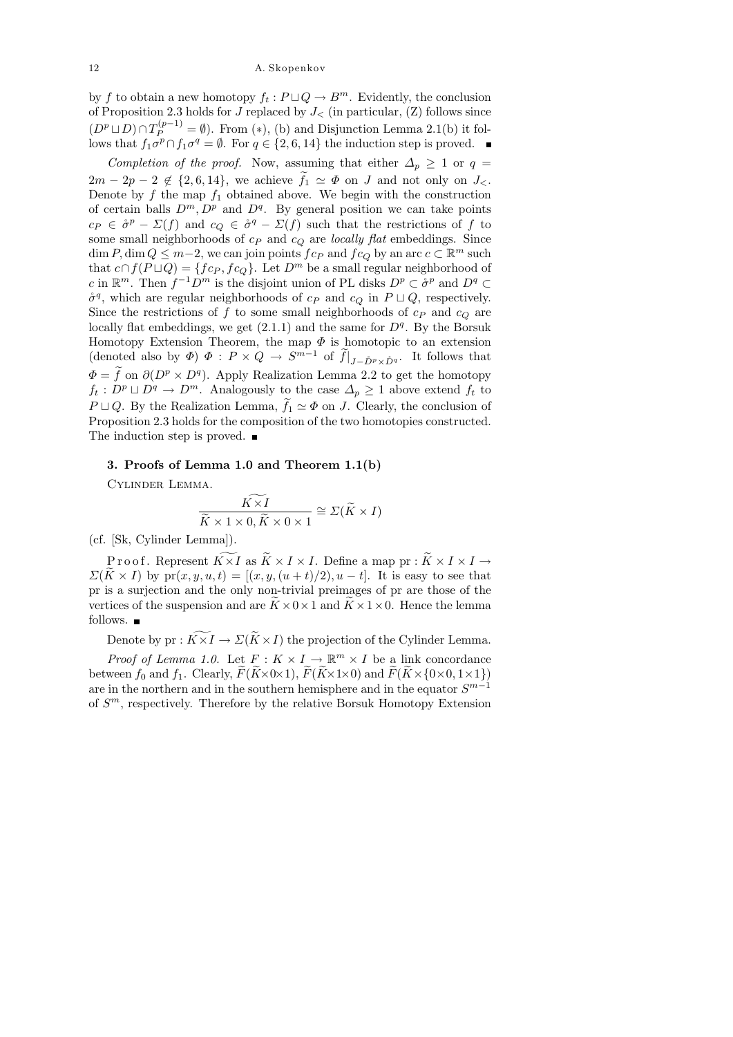by $f$ to obtain a new homotopy $f_t : P\sqcup Q \to B^m$. Evidently, the conclusion of Proposition 2.3 holds for $J$ replaced by $J_<$ (in particular, (Z) follows since $(D^p\sqcup D)\cap T_P^{(p-1)} = \emptyset$). From $(*)$, (b) and Disjunction Lemma 2.1(b) it follows that $f_1\sigma^p\cap f_1\sigma^q = \emptyset$. For $q\in\{2,6,14\}$ the induction step is proved. ∎

*Completion of the proof.* Now, assuming that either $\Delta_p \ge 1$ or $q = 2m-2p-2 \notin \{2,6,14\}$, we achieve $\widetilde{f}_1 \simeq \Phi$ on $J$ and not only on $J_<$. Denote by $f$ the map $f_1$ obtained above. We begin with the construction of certain balls $D^m, D^p$ and $D^q$. By general position we can take points $c_P \in \mathring{\sigma}^p - \Sigma(f)$ and $c_Q \in \mathring{\sigma}^q - \Sigma(f)$ such that the restrictions of $f$ to some small neighborhoods of $c_P$ and $c_Q$ are *locally flat* embeddings. Since $\dim P, \dim Q \le m-2$, we can join points $fc_P$ and $fc_Q$ by an arc $c\subset \mathbb{R}^m$ such that $c\cap f(P\sqcup Q) = \{fc_P, fc_Q\}$. Let $D^m$ be a small regular neighborhood of $c$ in $\mathbb{R}^m$. Then $f^{-1}D^m$ is the disjoint union of PL disks $D^p\subset \mathring{\sigma}^p$ and $D^q\subset \mathring{\sigma}^q$, which are regular neighborhoods of $c_P$ and $c_Q$ in $P\sqcup Q$, respectively. Since the restrictions of $f$ to some small neighborhoods of $c_P$ and $c_Q$ are locally flat embeddings, we get (2.1.1) and the same for $D^q$. By the Borsuk Homotopy Extension Theorem, the map $\Phi$ is homotopic to an extension (denoted also by $\Phi$) $\Phi : P\times Q \to S^{m-1}$ of $\widetilde{f}|_{J-\mathring{D}^p\times \mathring{D}^q}$. It follows that $\Phi = \widetilde{f}$ on $\partial(D^p\times D^q)$. Apply Realization Lemma 2.2 to get the homotopy $f_t : D^p\sqcup D^q \to D^m$. Analogously to the case $\Delta_p\ge 1$ above extend $f_t$ to $P\sqcup Q$. By the Realization Lemma, $\widetilde{f}_1 \simeq \Phi$ on $J$. Clearly, the conclusion of Proposition 2.3 holds for the composition of the two homotopies constructed. The induction step is proved. ∎

### 3. Proofs of Lemma 1.0 and Theorem 1.1(b)

Cylinder Lemma.

$$\frac{\widetilde{K\times I}}{\widetilde{K}\times 1\times 0,\ \widetilde{K}\times 0\times 1} \cong \Sigma(\widetilde{K}\times I)$$

(cf. [Sk, Cylinder Lemma]).

P r o o f. Represent $\widetilde{K\times I}$ as $\widetilde{K}\times I\times I$. Define a map $\mathrm{pr} : \widetilde{K}\times I\times I \to \Sigma(\widetilde{K}\times I)$ by $\mathrm{pr}(x,y,u,t) = [(x,y,(u+t)/2), u-t]$. It is easy to see that pr is a surjection and the only non-trivial preimages of pr are those of the vertices of the suspension and are $\widetilde{K}\times 0\times 1$ and $\widetilde{K}\times 1\times 0$. Hence the lemma follows. ∎

Denote by $\mathrm{pr} : \widetilde{K\times I} \to \Sigma(\widetilde{K}\times I)$ the projection of the Cylinder Lemma.

*Proof of Lemma 1.0.* Let $F : K\times I \to \mathbb{R}^m\times I$ be a link concordance between $f_0$ and $f_1$. Clearly, $\widetilde{F}(\widetilde{K}\times 0\times 1)$, $\widetilde{F}(\widetilde{K}\times 1\times 0)$ and $\widetilde{F}(\widetilde{K}\times\{0\times 0, 1\times 1\})$ are in the northern and in the southern hemisphere and in the equator $S^{m-1}$ of $S^m$, respectively. Therefore by the relative Borsuk Homotopy Extension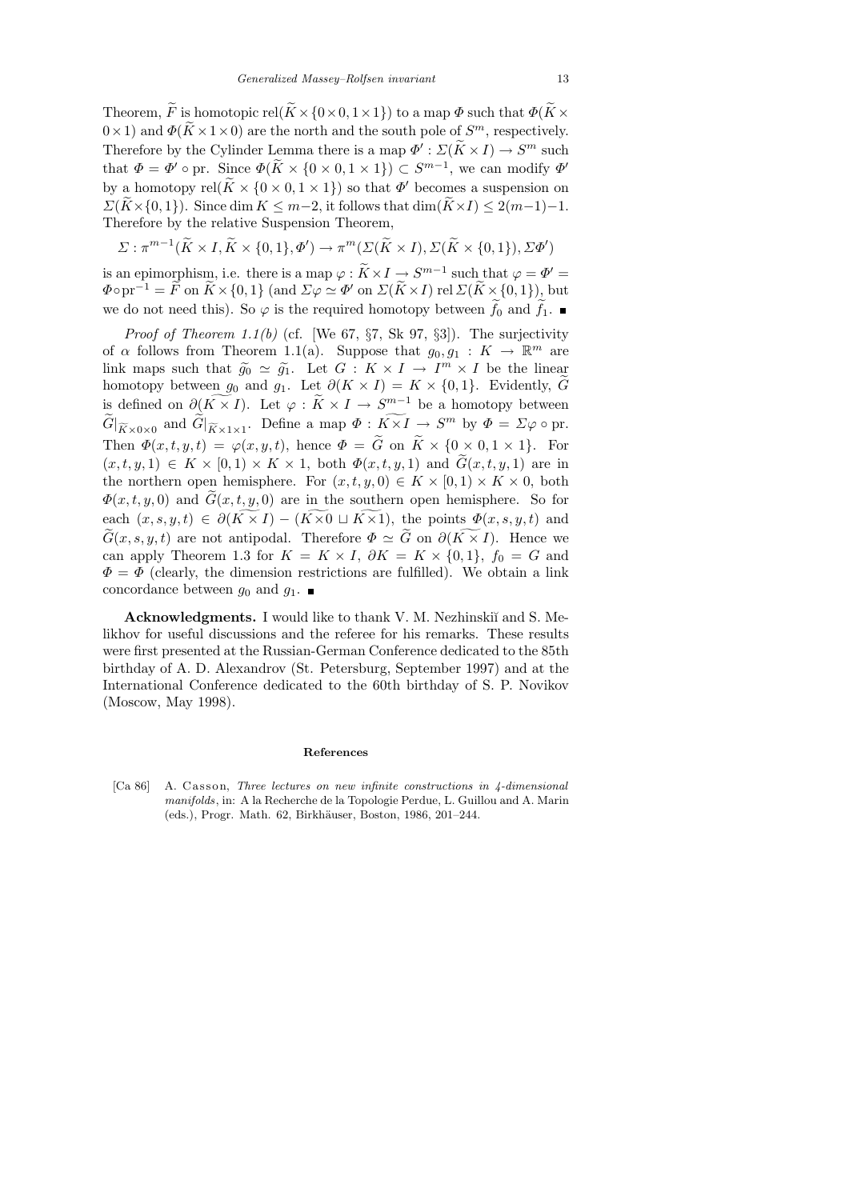Theorem, $\widetilde{F}$ is homotopic rel$(\widetilde{K}\times\{0\times 0, 1\times 1\})$ to a map $\Phi$ such that $\Phi(\widetilde{K}\times 0\times 1)$ and $\Phi(\widetilde{K}\times 1\times 0)$ are the north and the south pole of $S^m$, respectively. Therefore by the Cylinder Lemma there is a map $\Phi' : \Sigma(\widetilde{K}\times I)\to S^m$ such that $\Phi = \Phi'\circ \mathrm{pr}$. Since $\Phi(\widetilde{K}\times\{0\times 0, 1\times 1\})\subset S^{m-1}$, we can modify $\Phi'$ by a homotopy rel$(\widetilde{K}\times\{0\times 0, 1\times 1\})$ so that $\Phi'$ becomes a suspension on $\Sigma(\widetilde{K}\times\{0,1\})$. Since $\dim K\le m-2$, it follows that $\dim(\widetilde{K}\times I)\le 2(m-1)-1$. Therefore by the relative Suspension Theorem,

$$\Sigma : \pi^{m-1}(\widetilde{K}\times I, \widetilde{K}\times\{0,1\}, \Phi')\to \pi^m(\Sigma(\widetilde{K}\times I), \Sigma(\widetilde{K}\times\{0,1\}), \Sigma\Phi')$$

is an epimorphism, i.e. there is a map $\varphi : \widetilde{K}\times I\to S^{m-1}$ such that $\varphi = \Phi' = \Phi\circ\mathrm{pr}^{-1} = \widetilde{F}$ on $\widetilde{K}\times\{0,1\}$ (and $\Sigma\varphi\simeq\Phi'$ on $\Sigma(\widetilde{K}\times I)$ rel $\Sigma(\widetilde{K}\times\{0,1\})$, but we do not need this). So $\varphi$ is the required homotopy between $\widetilde{f}_0$ and $\widetilde{f}_1$. ■

*Proof of Theorem 1.1(b)* (cf. [We 67, §7, Sk 97, §3]). The surjectivity of $\alpha$ follows from Theorem 1.1(a). Suppose that $g_0, g_1 : K\to\mathbb{R}^m$ are link maps such that $\widetilde{g}_0\simeq\widetilde{g}_1$. Let $G : K\times I\to I^m\times I$ be the linear homotopy between $g_0$ and $g_1$. Let $\partial(K\times I) = K\times\{0,1\}$. Evidently, $\widetilde{G}$ is defined on $\partial(\widetilde{K\times I})$. Let $\varphi : \widetilde{K}\times I\to S^{m-1}$ be a homotopy between $\widetilde{G}|_{\widetilde{K}\times 0\times 0}$ and $\widetilde{G}|_{\widetilde{K}\times 1\times 1}$. Define a map $\Phi : \widetilde{K\times I}\to S^m$ by $\Phi = \Sigma\varphi\circ\mathrm{pr}$. Then $\Phi(x,t,y,t) = \varphi(x,y,t)$, hence $\Phi = \widetilde{G}$ on $\widetilde{K}\times\{0\times 0, 1\times 1\}$. For $(x,t,y,1)\in K\times[0,1)\times K\times 1$, both $\Phi(x,t,y,1)$ and $\widetilde{G}(x,t,y,1)$ are in the northern open hemisphere. For $(x,t,y,0)\in K\times[0,1)\times K\times 0$, both $\Phi(x,t,y,0)$ and $\widetilde{G}(x,t,y,0)$ are in the southern open hemisphere. So for each $(x,s,y,t)\in\partial(\widetilde{K\times I}) - (\widetilde{K\times 0}\sqcup\widetilde{K\times 1})$, the points $\Phi(x,s,y,t)$ and $\widetilde{G}(x,s,y,t)$ are not antipodal. Therefore $\Phi\simeq\widetilde{G}$ on $\partial(\widetilde{K\times I})$. Hence we can apply Theorem 1.3 for $K = K\times I$, $\partial K = K\times\{0,1\}$, $f_0 = G$ and $\Phi = \Phi$ (clearly, the dimension restrictions are fulfilled). We obtain a link concordance between $g_0$ and $g_1$. ■

**Acknowledgments.** I would like to thank V. M. Nezhinskiĭ and S. Melikhov for useful discussions and the referee for his remarks. These results were first presented at the Russian-German Conference dedicated to the 85th birthday of A. D. Alexandrov (St. Petersburg, September 1997) and at the International Conference dedicated to the 60th birthday of S. P. Novikov (Moscow, May 1998).

## References

[Ca 86] A. Casson, *Three lectures on new infinite constructions in 4-dimensional manifolds*, in: A la Recherche de la Topologie Perdue, L. Guillou and A. Marin (eds.), Progr. Math. 62, Birkhäuser, Boston, 1986, 201–244.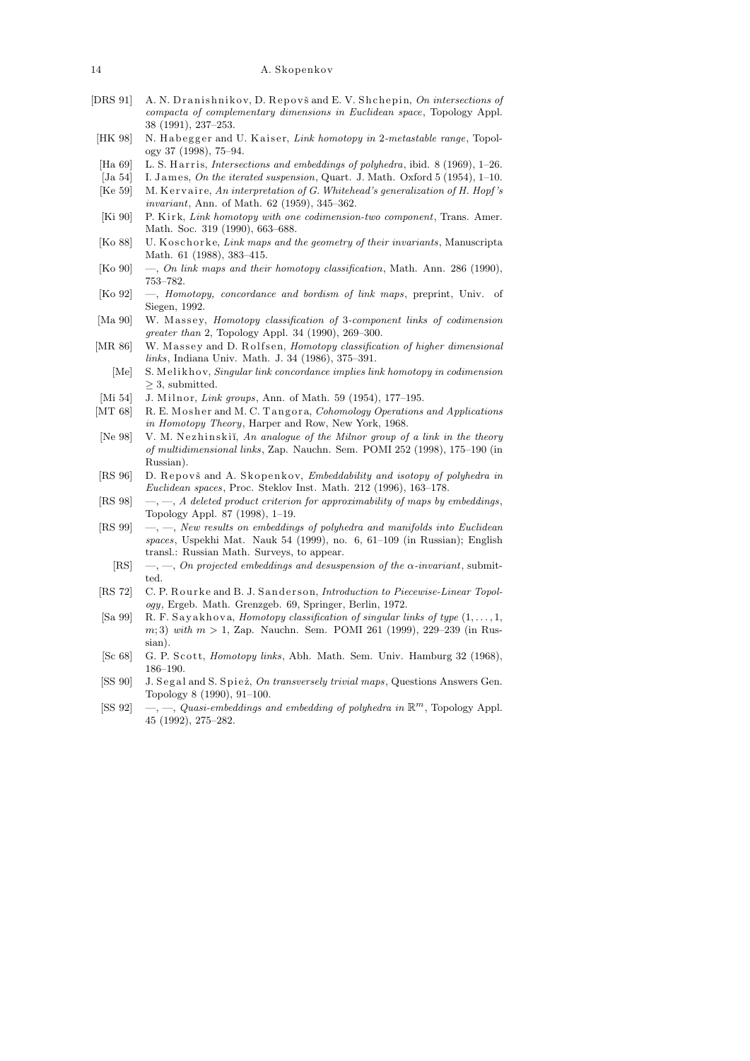[DRS 91] A. N. Dranishnikov, D. Repovš and E. V. Shchepin, *On intersections of compacta of complementary dimensions in Euclidean space*, Topology Appl. 38 (1991), 237–253.

[HK 98] N. Habegger and U. Kaiser, *Link homotopy in 2-metastable range*, Topology 37 (1998), 75–94.

[Ha 69] L. S. Harris, *Intersections and embeddings of polyhedra*, ibid. 8 (1969), 1–26.

[Ja 54] I. James, *On the iterated suspension*, Quart. J. Math. Oxford 5 (1954), 1–10.

[Ke 59] M. Kervaire, *An interpretation of G. Whitehead's generalization of H. Hopf's invariant*, Ann. of Math. 62 (1959), 345–362.

[Ki 90] P. Kirk, *Link homotopy with one codimension-two component*, Trans. Amer. Math. Soc. 319 (1990), 663–688.

[Ko 88] U. Koschorke, *Link maps and the geometry of their invariants*, Manuscripta Math. 61 (1988), 383–415.

[Ko 90] —, *On link maps and their homotopy classification*, Math. Ann. 286 (1990), 753–782.

[Ko 92] —, *Homotopy, concordance and bordism of link maps*, preprint, Univ. of Siegen, 1992.

[Ma 90] W. Massey, *Homotopy classification of 3-component links of codimension greater than 2*, Topology Appl. 34 (1990), 269–300.

[MR 86] W. Massey and D. Rolfsen, *Homotopy classification of higher dimensional links*, Indiana Univ. Math. J. 34 (1986), 375–391.

[Me] S. Melikhov, *Singular link concordance implies link homotopy in codimension* $\geq 3$, submitted.

[Mi 54] J. Milnor, *Link groups*, Ann. of Math. 59 (1954), 177–195.

[MT 68] R. E. Mosher and M. C. Tangora, *Cohomology Operations and Applications in Homotopy Theory*, Harper and Row, New York, 1968.

[Ne 98] V. M. Nezhinskiĭ, *An analogue of the Milnor group of a link in the theory of multidimensional links*, Zap. Nauchn. Sem. POMI 252 (1998), 175–190 (in Russian).

[RS 96] D. Repovš and A. Skopenkov, *Embeddability and isotopy of polyhedra in Euclidean spaces*, Proc. Steklov Inst. Math. 212 (1996), 163–178.

[RS 98] —, —, *A deleted product criterion for approximability of maps by embeddings*, Topology Appl. 87 (1998), 1–19.

[RS 99] —, —, *New results on embeddings of polyhedra and manifolds into Euclidean spaces*, Uspekhi Mat. Nauk 54 (1999), no. 6, 61–109 (in Russian); English transl.: Russian Math. Surveys, to appear.

[RS] —, —, *On projected embeddings and desuspension of the $\alpha$-invariant*, submitted.

[RS 72] C. P. Rourke and B. J. Sanderson, *Introduction to Piecewise-Linear Topology*, Ergeb. Math. Grenzgeb. 69, Springer, Berlin, 1972.

[Sa 99] R. F. Sayakhova, *Homotopy classification of singular links of type $(1,\dots,1,m;3)$ with $m>1$*, Zap. Nauchn. Sem. POMI 261 (1999), 229–239 (in Russian).

[Sc 68] G. P. Scott, *Homotopy links*, Abh. Math. Sem. Univ. Hamburg 32 (1968), 186–190.

[SS 90] J. Segal and S. Spież, *On transversely trivial maps*, Questions Answers Gen. Topology 8 (1990), 91–100.

[SS 92] —, —, *Quasi-embeddings and embedding of polyhedra in $\mathbb{R}^m$*, Topology Appl. 45 (1992), 275–282.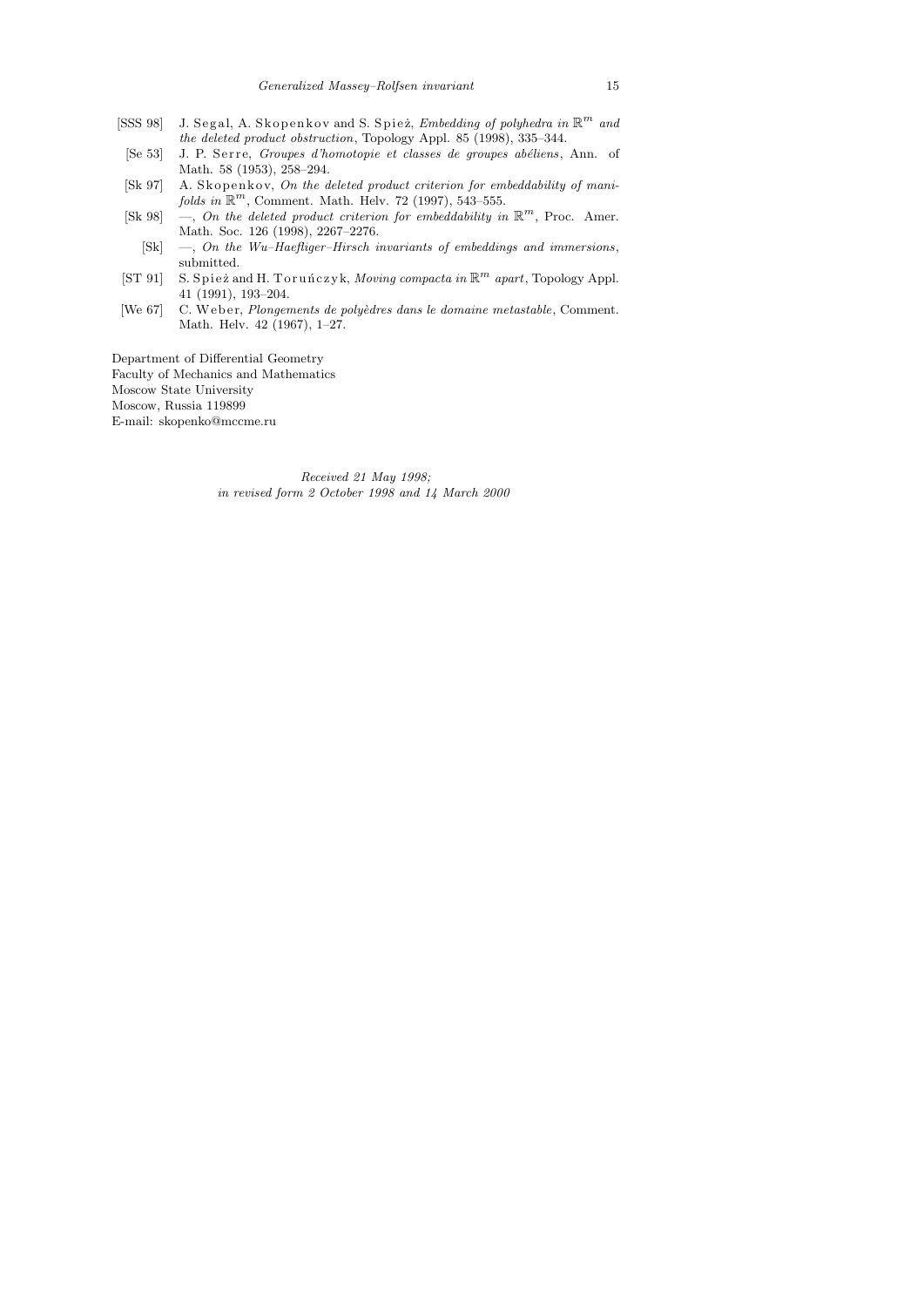- [SSS 98] J. Segal, A. Skopenkov and S. Spież, *Embedding of polyhedra in $\mathbb{R}^m$ and the deleted product obstruction*, Topology Appl. 85 (1998), 335–344.
- [Se 53] J. P. Serre, *Groupes d'homotopie et classes de groupes abéliens*, Ann. of Math. 58 (1953), 258–294.
- [Sk 97] A. Skopenkov, *On the deleted product criterion for embeddability of manifolds in $\mathbb{R}^m$*, Comment. Math. Helv. 72 (1997), 543–555.
- [Sk 98] —, *On the deleted product criterion for embeddability in $\mathbb{R}^m$*, Proc. Amer. Math. Soc. 126 (1998), 2267–2276.
- [Sk] —, *On the Wu–Haefliger–Hirsch invariants of embeddings and immersions*, submitted.
- [ST 91] S. Spież and H. Toruńczyk, *Moving compacta in $\mathbb{R}^m$ apart*, Topology Appl. 41 (1991), 193–204.
- [We 67] C. Weber, *Plongements de polyèdres dans le domaine metastable*, Comment. Math. Helv. 42 (1967), 1–27.

Department of Differential Geometry
Faculty of Mechanics and Mathematics
Moscow State University
Moscow, Russia 119899
E-mail: skopenko@mccme.ru

*Received 21 May 1998;*
*in revised form 2 October 1998 and 14 March 2000*